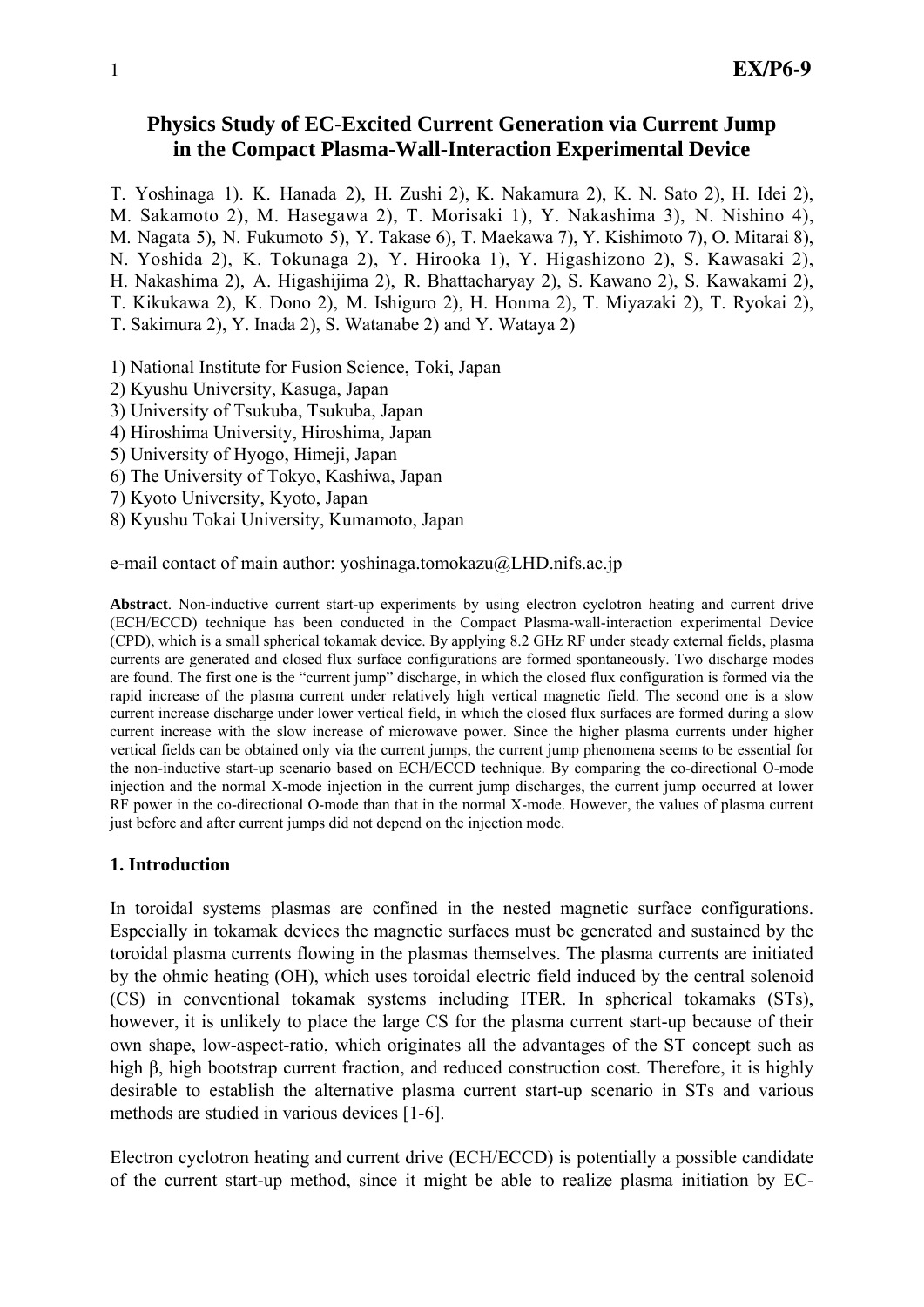# Physics Study of EC-Excited Current Generation via Current Jump in the Compact Plasma-Wall-Interaction Experimental Device

T. Yoshinaga 1). K. Hanada 2), H. Zushi 2), K. Nakamura 2), K. N. Sato 2), H. Idei 2), M. Sakamoto 2), M. Hasegawa 2), T. Morisaki 1), Y. Nakashima 3), N. Nishino 4), M. Nagata 5), N. Fukumoto 5), Y. Takase 6), T. Maekawa 7), Y. Kishimoto 7), O. Mitarai 8), N. Yoshida 2), K. Tokunaga 2), Y. Hirooka 1), Y. Higashizono 2), S. Kawasaki 2), H. Nakashima 2), A. Higashijima 2), R. Bhattacharyay 2), S. Kawano 2), S. Kawakami 2), T. Kikukawa 2), K. Dono 2), M. Ishiguro 2), H. Honma 2), T. Miyazaki 2), T. Ryokai 2), T. Sakimura 2), Y. Inada 2), S. Watanabe 2) and Y. Wataya 2)

1) National Institute for Fusion Science, Toki, Japan
2) Kyushu University, Kasuga, Japan
3) University of Tsukuba, Tsukuba, Japan
4) Hiroshima University, Hiroshima, Japan
5) University of Hyogo, Himeji, Japan
6) The University of Tokyo, Kashiwa, Japan
7) Kyoto University, Kyoto, Japan
8) Kyushu Tokai University, Kumamoto, Japan

e-mail contact of main author: yoshinaga.tomokazu@LHD.nifs.ac.jp

**Abstract**. Non-inductive current start-up experiments by using electron cyclotron heating and current drive (ECH/ECCD) technique has been conducted in the Compact Plasma-wall-interaction experimental Device (CPD), which is a small spherical tokamak device. By applying 8.2 GHz RF under steady external fields, plasma currents are generated and closed flux surface configurations are formed spontaneously. Two discharge modes are found. The first one is the "current jump" discharge, in which the closed flux configuration is formed via the rapid increase of the plasma current under relatively high vertical magnetic field. The second one is a slow current increase discharge under lower vertical field, in which the closed flux surfaces are formed during a slow current increase with the slow increase of microwave power. Since the higher plasma currents under higher vertical fields can be obtained only via the current jumps, the current jump phenomena seems to be essential for the non-inductive start-up scenario based on ECH/ECCD technique. By comparing the co-directional O-mode injection and the normal X-mode injection in the current jump discharges, the current jump occurred at lower RF power in the co-directional O-mode than that in the normal X-mode. However, the values of plasma current just before and after current jumps did not depend on the injection mode.

## 1. Introduction

In toroidal systems plasmas are confined in the nested magnetic surface configurations. Especially in tokamak devices the magnetic surfaces must be generated and sustained by the toroidal plasma currents flowing in the plasmas themselves. The plasma currents are initiated by the ohmic heating (OH), which uses toroidal electric field induced by the central solenoid (CS) in conventional tokamak systems including ITER. In spherical tokamaks (STs), however, it is unlikely to place the large CS for the plasma current start-up because of their own shape, low-aspect-ratio, which originates all the advantages of the ST concept such as high β, high bootstrap current fraction, and reduced construction cost. Therefore, it is highly desirable to establish the alternative plasma current start-up scenario in STs and various methods are studied in various devices [1-6].

Electron cyclotron heating and current drive (ECH/ECCD) is potentially a possible candidate of the current start-up method, since it might be able to realize plasma initiation by EC-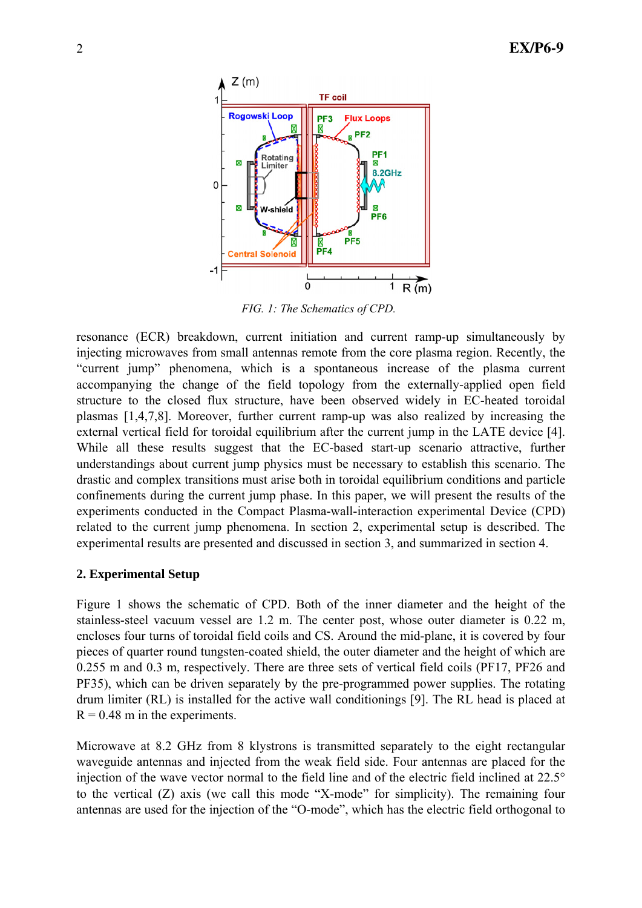FIG. 1: The Schematics of CPD.

resonance (ECR) breakdown, current initiation and current ramp-up simultaneously by injecting microwaves from small antennas remote from the core plasma region. Recently, the "current jump" phenomena, which is a spontaneous increase of the plasma current accompanying the change of the field topology from the externally-applied open field structure to the closed flux structure, have been observed widely in EC-heated toroidal plasmas [1,4,7,8]. Moreover, further current ramp-up was also realized by increasing the external vertical field for toroidal equilibrium after the current jump in the LATE device [4]. While all these results suggest that the EC-based start-up scenario attractive, further understandings about current jump physics must be necessary to establish this scenario. The drastic and complex transitions must arise both in toroidal equilibrium conditions and particle confinements during the current jump phase. In this paper, we will present the results of the experiments conducted in the Compact Plasma-wall-interaction experimental Device (CPD) related to the current jump phenomena. In section 2, experimental setup is described. The experimental results are presented and discussed in section 3, and summarized in section 4.

## 2. Experimental Setup

Figure 1 shows the schematic of CPD. Both of the inner diameter and the height of the stainless-steel vacuum vessel are 1.2 m. The center post, whose outer diameter is 0.22 m, encloses four turns of toroidal field coils and CS. Around the mid-plane, it is covered by four pieces of quarter round tungsten-coated shield, the outer diameter and the height of which are 0.255 m and 0.3 m, respectively. There are three sets of vertical field coils (PF17, PF26 and PF35), which can be driven separately by the pre-programmed power supplies. The rotating drum limiter (RL) is installed for the active wall conditionings [9]. The RL head is placed at R = 0.48 m in the experiments.

Microwave at 8.2 GHz from 8 klystrons is transmitted separately to the eight rectangular waveguide antennas and injected from the weak field side. Four antennas are placed for the injection of the wave vector normal to the field line and of the electric field inclined at 22.5° to the vertical (Z) axis (we call this mode "X-mode" for simplicity). The remaining four antennas are used for the injection of the "O-mode", which has the electric field orthogonal to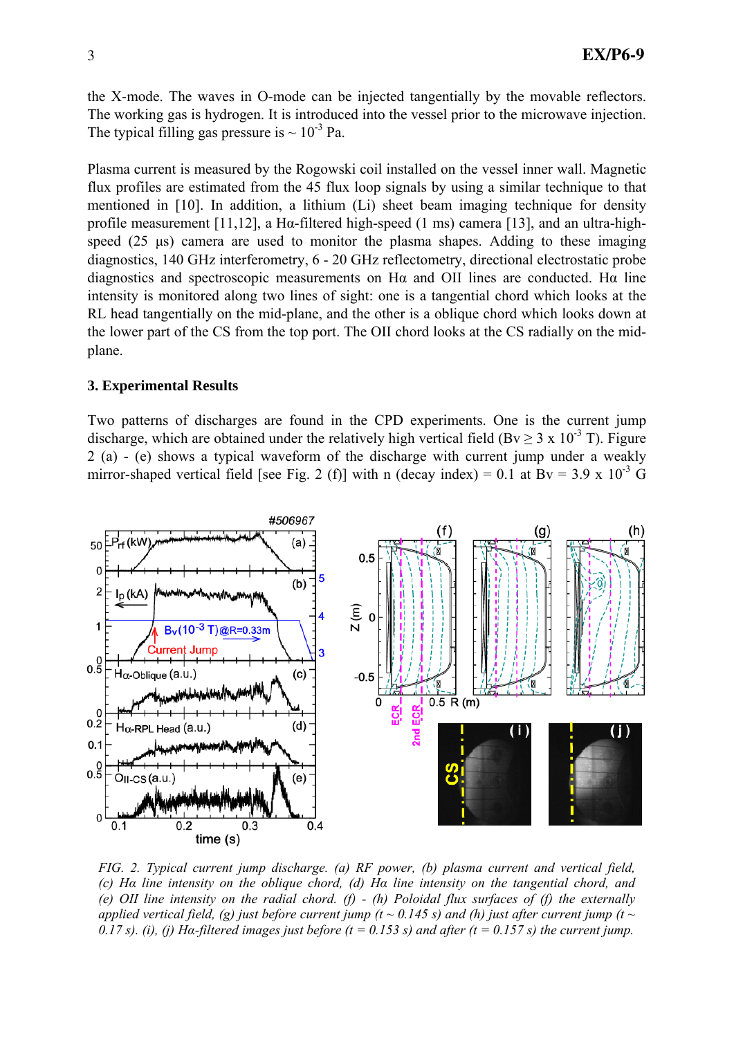the X-mode. The waves in O-mode can be injected tangentially by the movable reflectors. The working gas is hydrogen. It is introduced into the vessel prior to the microwave injection. The typical filling gas pressure is ~ $10^{-3}$ Pa.

Plasma current is measured by the Rogowski coil installed on the vessel inner wall. Magnetic flux profiles are estimated from the 45 flux loop signals by using a similar technique to that mentioned in [10]. In addition, a lithium (Li) sheet beam imaging technique for density profile measurement [11,12], a Hα-filtered high-speed (1 ms) camera [13], and an ultra-high-speed (25 μs) camera are used to monitor the plasma shapes. Adding to these imaging diagnostics, 140 GHz interferometry, 6 - 20 GHz reflectometry, directional electrostatic probe diagnostics and spectroscopic measurements on Hα and OII lines are conducted. Hα line intensity is monitored along two lines of sight: one is a tangential chord which looks at the RL head tangentially on the mid-plane, and the other is a oblique chord which looks down at the lower part of the CS from the top port. The OII chord looks at the CS radially on the mid-plane.

## 3. Experimental Results

Two patterns of discharges are found in the CPD experiments. One is the current jump discharge, which are obtained under the relatively high vertical field ($B_v \geq 3 \times 10^{-3}$ T). Figure 2 (a) - (e) shows a typical waveform of the discharge with current jump under a weakly mirror-shaped vertical field [see Fig. 2 (f)] with n (decay index) = 0.1 at $B_v = 3.9 \times 10^{-3}$ G

*FIG. 2. Typical current jump discharge. (a) RF power, (b) plasma current and vertical field, (c) Hα line intensity on the oblique chord, (d) Hα line intensity on the tangential chord, and (e) OII line intensity on the radial chord. (f) - (h) Poloidal flux surfaces of (f) the externally applied vertical field, (g) just before current jump (t ~ 0.145 s) and (h) just after current jump (t ~ 0.17 s). (i), (j) Hα-filtered images just before (t = 0.153 s) and after (t = 0.157 s) the current jump.*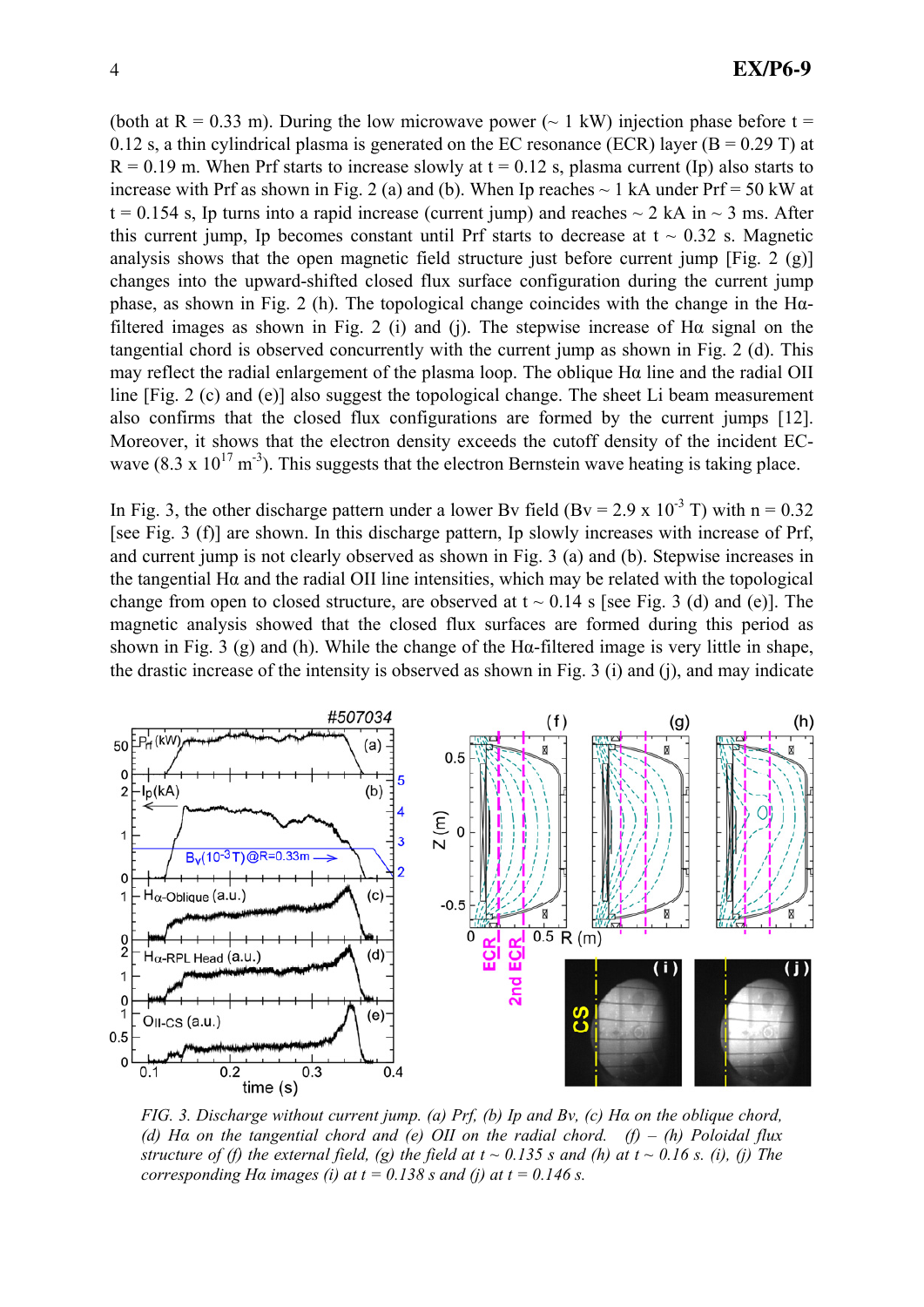(both at R = 0.33 m). During the low microwave power (~ 1 kW) injection phase before t = 0.12 s, a thin cylindrical plasma is generated on the EC resonance (ECR) layer (B = 0.29 T) at R = 0.19 m. When Prf starts to increase slowly at t = 0.12 s, plasma current (Ip) also starts to increase with Prf as shown in Fig. 2 (a) and (b). When Ip reaches ~ 1 kA under Prf = 50 kW at t = 0.154 s, Ip turns into a rapid increase (current jump) and reaches ~ 2 kA in ~ 3 ms. After this current jump, Ip becomes constant until Prf starts to decrease at t ~ 0.32 s. Magnetic analysis shows that the open magnetic field structure just before current jump [Fig. 2 (g)] changes into the upward-shifted closed flux surface configuration during the current jump phase, as shown in Fig. 2 (h). The topological change coincides with the change in the Hα-filtered images as shown in Fig. 2 (i) and (j). The stepwise increase of Hα signal on the tangential chord is observed concurrently with the current jump as shown in Fig. 2 (d). This may reflect the radial enlargement of the plasma loop. The oblique Hα line and the radial OII line [Fig. 2 (c) and (e)] also suggest the topological change. The sheet Li beam measurement also confirms that the closed flux configurations are formed by the current jumps [12]. Moreover, it shows that the electron density exceeds the cutoff density of the incident EC-wave ($8.3 \times 10^{17}$ m$^{-3}$). This suggests that the electron Bernstein wave heating is taking place.

In Fig. 3, the other discharge pattern under a lower Bv field (Bv = $2.9 \times 10^{-3}$ T) with n = 0.32 [see Fig. 3 (f)] are shown. In this discharge pattern, Ip slowly increases with increase of Prf, and current jump is not clearly observed as shown in Fig. 3 (a) and (b). Stepwise increases in the tangential Hα and the radial OII line intensities, which may be related with the topological change from open to closed structure, are observed at t ~ 0.14 s [see Fig. 3 (d) and (e)]. The magnetic analysis showed that the closed flux surfaces are formed during this period as shown in Fig. 3 (g) and (h). While the change of the Hα-filtered image is very little in shape, the drastic increase of the intensity is observed as shown in Fig. 3 (i) and (j), and may indicate

*FIG. 3. Discharge without current jump. (a) Prf, (b) Ip and Bv, (c) Hα on the oblique chord, (d) Hα on the tangential chord and (e) OII on the radial chord. (f) – (h) Poloidal flux structure of (f) the external field, (g) the field at t ~ 0.135 s and (h) at t ~ 0.16 s. (i), (j) The corresponding Hα images (i) at t = 0.138 s and (j) at t = 0.146 s.*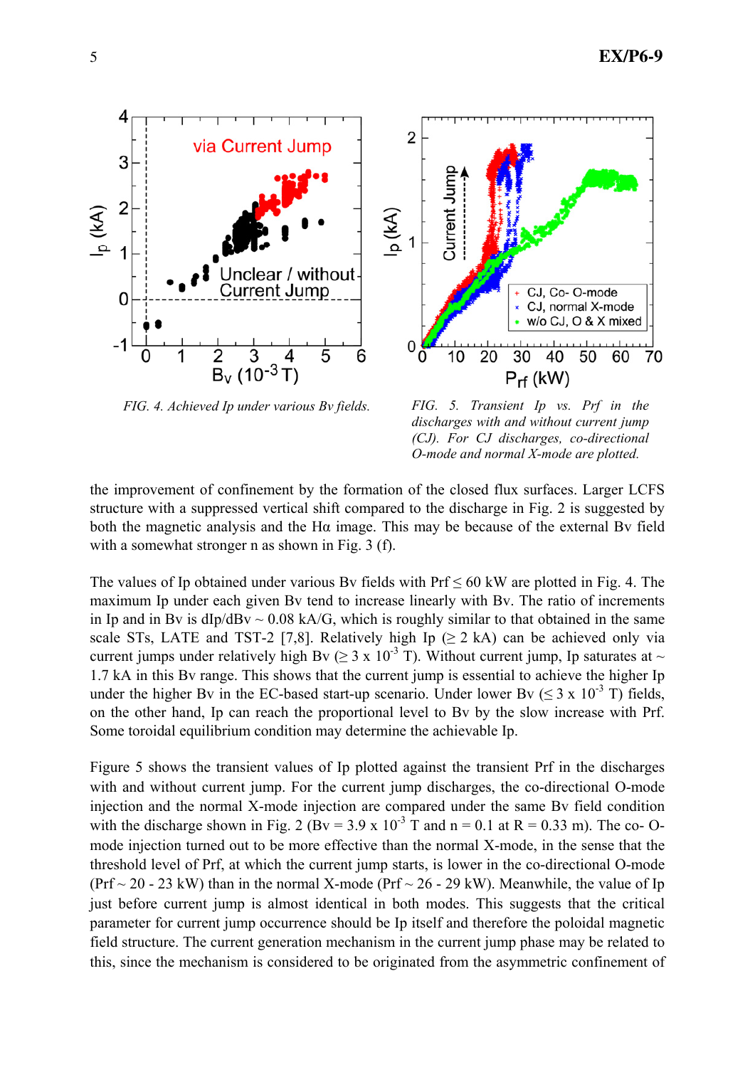*FIG. 4. Achieved Ip under various Bv fields.*

*FIG. 5. Transient Ip vs. Prf in the discharges with and without current jump (CJ). For CJ discharges, co-directional O-mode and normal X-mode are plotted.*

the improvement of confinement by the formation of the closed flux surfaces. Larger LCFS structure with a suppressed vertical shift compared to the discharge in Fig. 2 is suggested by both the magnetic analysis and the Hα image. This may be because of the external Bv field with a somewhat stronger n as shown in Fig. 3 (f).

The values of Ip obtained under various Bv fields with Prf ≤ 60 kW are plotted in Fig. 4. The maximum Ip under each given Bv tend to increase linearly with Bv. The ratio of increments in Ip and in Bv is dIp/dBv ~ 0.08 kA/G, which is roughly similar to that obtained in the same scale STs, LATE and TST-2 [7,8]. Relatively high Ip (≥ 2 kA) can be achieved only via current jumps under relatively high Bv (≥ 3 x $10^{-3}$ T). Without current jump, Ip saturates at ~ 1.7 kA in this Bv range. This shows that the current jump is essential to achieve the higher Ip under the higher Bv in the EC-based start-up scenario. Under lower Bv (≤ 3 x $10^{-3}$ T) fields, on the other hand, Ip can reach the proportional level to Bv by the slow increase with Prf. Some toroidal equilibrium condition may determine the achievable Ip.

Figure 5 shows the transient values of Ip plotted against the transient Prf in the discharges with and without current jump. For the current jump discharges, the co-directional O-mode injection and the normal X-mode injection are compared under the same Bv field condition with the discharge shown in Fig. 2 (Bv = 3.9 x $10^{-3}$ T and n = 0.1 at R = 0.33 m). The co- O-mode injection turned out to be more effective than the normal X-mode, in the sense that the threshold level of Prf, at which the current jump starts, is lower in the co-directional O-mode (Prf ~ 20 - 23 kW) than in the normal X-mode (Prf ~ 26 - 29 kW). Meanwhile, the value of Ip just before current jump is almost identical in both modes. This suggests that the critical parameter for current jump occurrence should be Ip itself and therefore the poloidal magnetic field structure. The current generation mechanism in the current jump phase may be related to this, since the mechanism is considered to be originated from the asymmetric confinement of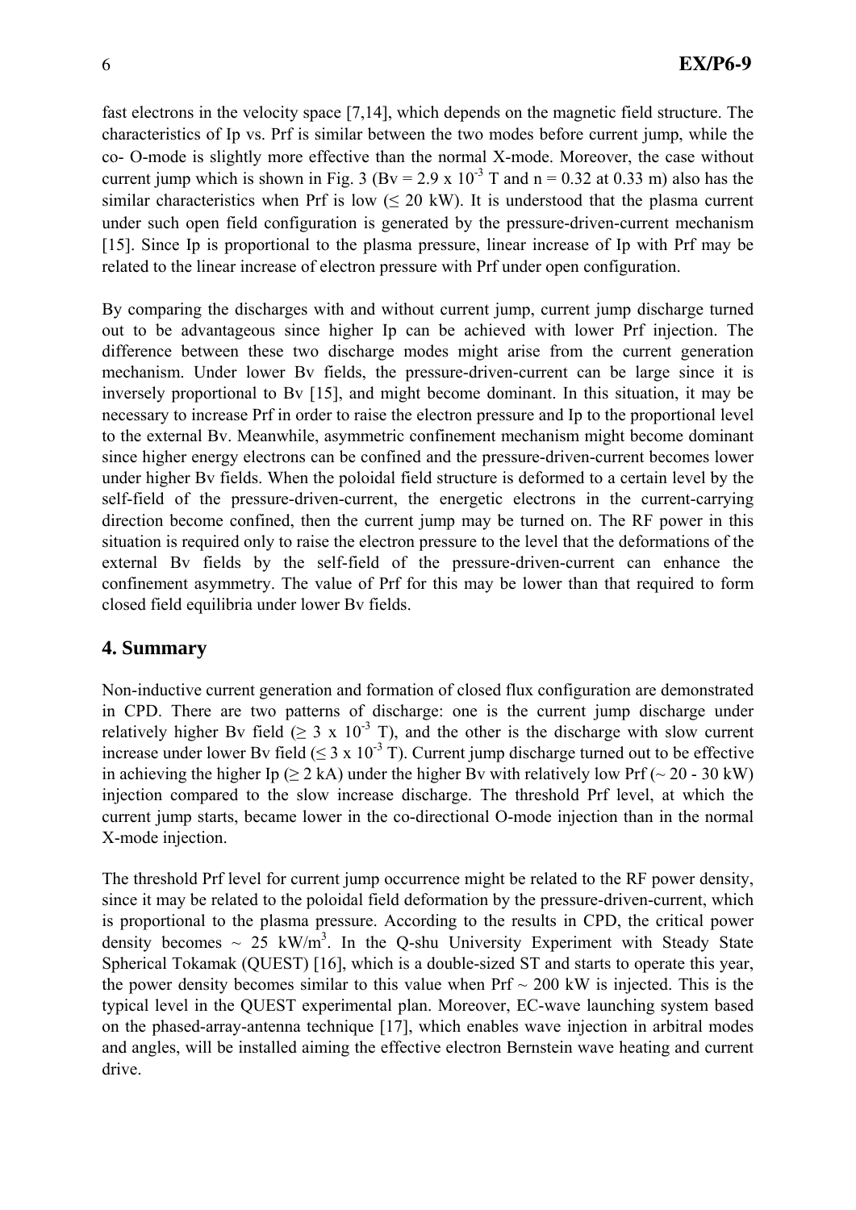fast electrons in the velocity space [7,14], which depends on the magnetic field structure. The characteristics of Ip vs. Prf is similar between the two modes before current jump, while the co- O-mode is slightly more effective than the normal X-mode. Moreover, the case without current jump which is shown in Fig. 3 (Bv = $2.9 \times 10^{-3}$ T and n = 0.32 at 0.33 m) also has the similar characteristics when Prf is low ($\leq$ 20 kW). It is understood that the plasma current under such open field configuration is generated by the pressure-driven-current mechanism [15]. Since Ip is proportional to the plasma pressure, linear increase of Ip with Prf may be related to the linear increase of electron pressure with Prf under open configuration.

By comparing the discharges with and without current jump, current jump discharge turned out to be advantageous since higher Ip can be achieved with lower Prf injection. The difference between these two discharge modes might arise from the current generation mechanism. Under lower Bv fields, the pressure-driven-current can be large since it is inversely proportional to Bv [15], and might become dominant. In this situation, it may be necessary to increase Prf in order to raise the electron pressure and Ip to the proportional level to the external Bv. Meanwhile, asymmetric confinement mechanism might become dominant since higher energy electrons can be confined and the pressure-driven-current becomes lower under higher Bv fields. When the poloidal field structure is deformed to a certain level by the self-field of the pressure-driven-current, the energetic electrons in the current-carrying direction become confined, then the current jump may be turned on. The RF power in this situation is required only to raise the electron pressure to the level that the deformations of the external Bv fields by the self-field of the pressure-driven-current can enhance the confinement asymmetry. The value of Prf for this may be lower than that required to form closed field equilibria under lower Bv fields.

## 4. Summary

Non-inductive current generation and formation of closed flux configuration are demonstrated in CPD. There are two patterns of discharge: one is the current jump discharge under relatively higher Bv field ($\geq 3 \times 10^{-3}$ T), and the other is the discharge with slow current increase under lower Bv field ($\leq 3 \times 10^{-3}$ T). Current jump discharge turned out to be effective in achieving the higher Ip ($\geq$ 2 kA) under the higher Bv with relatively low Prf (~ 20 - 30 kW) injection compared to the slow increase discharge. The threshold Prf level, at which the current jump starts, became lower in the co-directional O-mode injection than in the normal X-mode injection.

The threshold Prf level for current jump occurrence might be related to the RF power density, since it may be related to the poloidal field deformation by the pressure-driven-current, which is proportional to the plasma pressure. According to the results in CPD, the critical power density becomes ~ 25 kW/m$^3$. In the Q-shu University Experiment with Steady State Spherical Tokamak (QUEST) [16], which is a double-sized ST and starts to operate this year, the power density becomes similar to this value when Prf ~ 200 kW is injected. This is the typical level in the QUEST experimental plan. Moreover, EC-wave launching system based on the phased-array-antenna technique [17], which enables wave injection in arbitral modes and angles, will be installed aiming the effective electron Bernstein wave heating and current drive.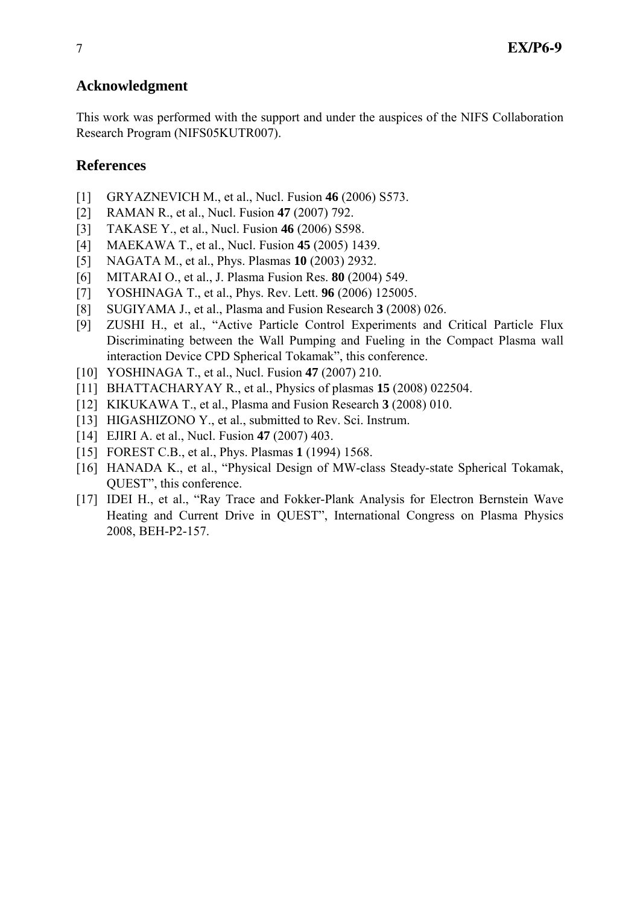## Acknowledgment

This work was performed with the support and under the auspices of the NIFS Collaboration Research Program (NIFS05KUTR007).

## References

[1] GRYAZNEVICH M., et al., Nucl. Fusion **46** (2006) S573.

[2] RAMAN R., et al., Nucl. Fusion **47** (2007) 792.

[3] TAKASE Y., et al., Nucl. Fusion **46** (2006) S598.

[4] MAEKAWA T., et al., Nucl. Fusion **45** (2005) 1439.

[5] NAGATA M., et al., Phys. Plasmas **10** (2003) 2932.

[6] MITARAI O., et al., J. Plasma Fusion Res. **80** (2004) 549.

[7] YOSHINAGA T., et al., Phys. Rev. Lett. **96** (2006) 125005.

[8] SUGIYAMA J., et al., Plasma and Fusion Research **3** (2008) 026.

[9] ZUSHI H., et al., "Active Particle Control Experiments and Critical Particle Flux Discriminating between the Wall Pumping and Fueling in the Compact Plasma wall interaction Device CPD Spherical Tokamak", this conference.

[10] YOSHINAGA T., et al., Nucl. Fusion **47** (2007) 210.

[11] BHATTACHARYAY R., et al., Physics of plasmas **15** (2008) 022504.

[12] KIKUKAWA T., et al., Plasma and Fusion Research **3** (2008) 010.

[13] HIGASHIZONO Y., et al., submitted to Rev. Sci. Instrum.

[14] EJIRI A. et al., Nucl. Fusion **47** (2007) 403.

[15] FOREST C.B., et al., Phys. Plasmas **1** (1994) 1568.

[16] HANADA K., et al., "Physical Design of MW-class Steady-state Spherical Tokamak, QUEST", this conference.

[17] IDEI H., et al., "Ray Trace and Fokker-Plank Analysis for Electron Bernstein Wave Heating and Current Drive in QUEST", International Congress on Plasma Physics 2008, BEH-P2-157.